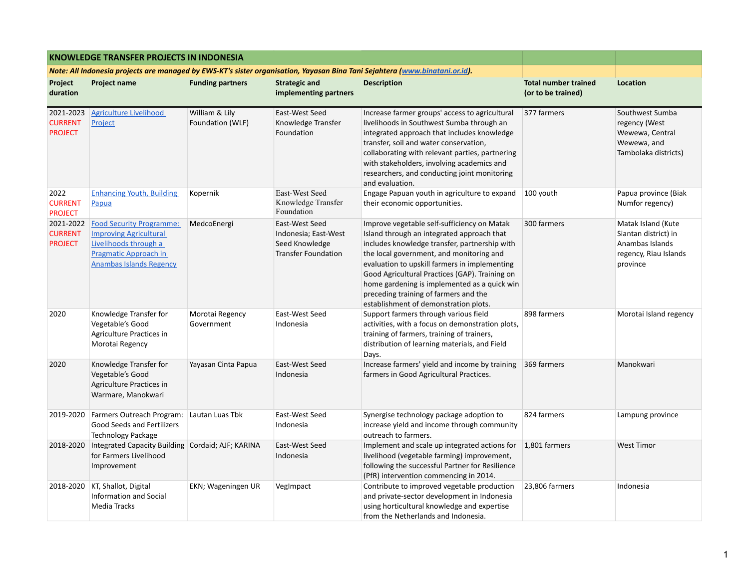## KNOWLEDGE TRANSFER PROJECTS IN INDONESIA

***Note: All Indonesia projects are managed by EWS-KT's sister organisation, Yayasan Bina Tani Sejahtera (www.binatani.or.id).***

| Project duration | Project name | Funding partners | Strategic and implementing partners | Description | Total number trained (or to be trained) | Location |
|---|---|---|---|---|---|---|
| 2021-2023 CURRENT PROJECT | Agriculture Livelihood Project | William & Lily Foundation (WLF) | East-West Seed Knowledge Transfer Foundation | Increase farmer groups' access to agricultural livelihoods in Southwest Sumba through an integrated approach that includes knowledge transfer, soil and water conservation, collaborating with relevant parties, partnering with stakeholders, involving academics and researchers, and conducting joint monitoring and evaluation. | 377 farmers | Southwest Sumba regency (West Wewewa, Central Wewewa, and Tambolaka districts) |
| 2022 CURRENT PROJECT | Enhancing Youth, Building Papua | Kopernik | East-West Seed Knowledge Transfer Foundation | Engage Papuan youth in agriculture to expand their economic opportunities. | 100 youth | Papua province (Biak Numfor regency) |
| 2021-2022 CURRENT PROJECT | Food Security Programme: Improving Agricultural Livelihoods through a Pragmatic Approach in Anambas Islands Regency | MedcoEnergi | East-West Seed Indonesia; East-West Seed Knowledge Transfer Foundation | Improve vegetable self-sufficiency on Matak Island through an integrated approach that includes knowledge transfer, partnership with the local government, and monitoring and evaluation to upskill farmers in implementing Good Agricultural Practices (GAP). Training on home gardening is implemented as a quick win preceding training of farmers and the establishment of demonstration plots. | 300 farmers | Matak Island (Kute Siantan district) in Anambas Islands regency, Riau Islands province |
| 2020 | Knowledge Transfer for Vegetable's Good Agriculture Practices in Morotai Regency | Morotai Regency Government | East-West Seed Indonesia | Support farmers through various field activities, with a focus on demonstration plots, training of farmers, training of trainers, distribution of learning materials, and Field Days. | 898 farmers | Morotai Island regency |
| 2020 | Knowledge Transfer for Vegetable's Good Agriculture Practices in Warmare, Manokwari | Yayasan Cinta Papua | East-West Seed Indonesia | Increase farmers' yield and income by training farmers in Good Agricultural Practices. | 369 farmers | Manokwari |
| 2019-2020 | Farmers Outreach Program: Good Seeds and Fertilizers Technology Package | Lautan Luas Tbk | East-West Seed Indonesia | Synergise technology package adoption to increase yield and income through community outreach to farmers. | 824 farmers | Lampung province |
| 2018-2020 | Integrated Capacity Building for Farmers Livelihood Improvement | Cordaid; AJF; KARINA | East-West Seed Indonesia | Implement and scale up integrated actions for livelihood (vegetable farming) improvement, following the successful Partner for Resilience (PfR) intervention commencing in 2014. | 1,801 farmers | West Timor |
| 2018-2020 | KT, Shallot, Digital Information and Social Media Tracks | EKN; Wageningen UR | VegImpact | Contribute to improved vegetable production and private-sector development in Indonesia using horticultural knowledge and expertise from the Netherlands and Indonesia. | 23,806 farmers | Indonesia |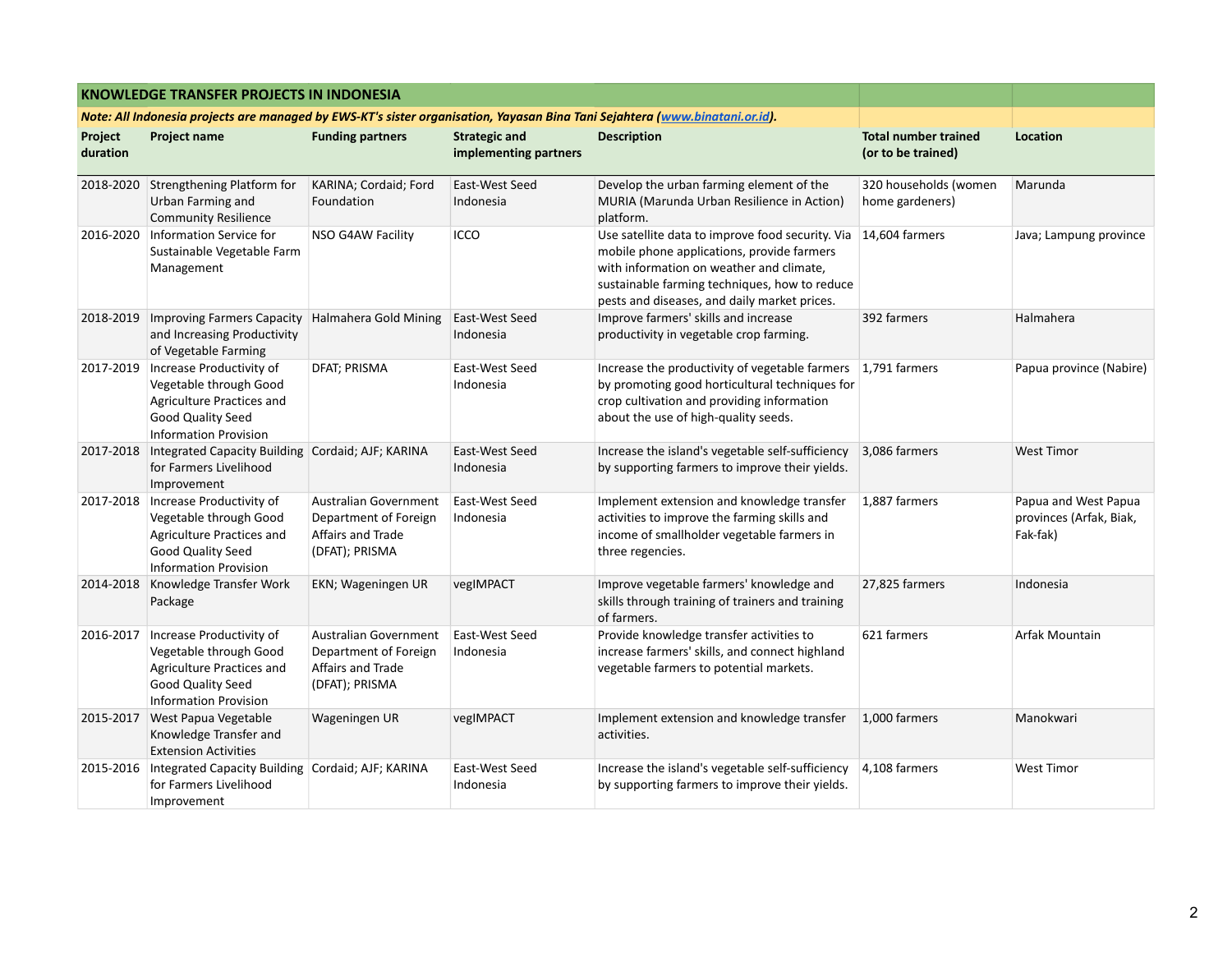## KNOWLEDGE TRANSFER PROJECTS IN INDONESIA

***Note: All Indonesia projects are managed by EWS-KT's sister organisation, Yayasan Bina Tani Sejahtera ([www.binatani.or.id](http://www.binatani.or.id)).***

| Project duration | Project name | Funding partners | Strategic and implementing partners | Description | Total number trained (or to be trained) | Location |
|---|---|---|---|---|---|---|
| 2018-2020 | Strengthening Platform for Urban Farming and Community Resilience | KARINA; Cordaid; Ford Foundation | East-West Seed Indonesia | Develop the urban farming element of the MURIA (Marunda Urban Resilience in Action) platform. | 320 households (women home gardeners) | Marunda |
| 2016-2020 | Information Service for Sustainable Vegetable Farm Management | NSO G4AW Facility | ICCO | Use satellite data to improve food security. Via mobile phone applications, provide farmers with information on weather and climate, sustainable farming techniques, how to reduce pests and diseases, and daily market prices. | 14,604 farmers | Java; Lampung province |
| 2018-2019 | Improving Farmers Capacity and Increasing Productivity of Vegetable Farming | Halmahera Gold Mining | East-West Seed Indonesia | Improve farmers' skills and increase productivity in vegetable crop farming. | 392 farmers | Halmahera |
| 2017-2019 | Increase Productivity of Vegetable through Good Agriculture Practices and Good Quality Seed Information Provision | DFAT; PRISMA | East-West Seed Indonesia | Increase the productivity of vegetable farmers by promoting good horticultural techniques for crop cultivation and providing information about the use of high-quality seeds. | 1,791 farmers | Papua province (Nabire) |
| 2017-2018 | Integrated Capacity Building for Farmers Livelihood Improvement | Cordaid; AJF; KARINA | East-West Seed Indonesia | Increase the island's vegetable self-sufficiency by supporting farmers to improve their yields. | 3,086 farmers | West Timor |
| 2017-2018 | Increase Productivity of Vegetable through Good Agriculture Practices and Good Quality Seed Information Provision | Australian Government Department of Foreign Affairs and Trade (DFAT); PRISMA | East-West Seed Indonesia | Implement extension and knowledge transfer activities to improve the farming skills and income of smallholder vegetable farmers in three regencies. | 1,887 farmers | Papua and West Papua provinces (Arfak, Biak, Fak-fak) |
| 2014-2018 | Knowledge Transfer Work Package | EKN; Wageningen UR | vegIMPACT | Improve vegetable farmers' knowledge and skills through training of trainers and training of farmers. | 27,825 farmers | Indonesia |
| 2016-2017 | Increase Productivity of Vegetable through Good Agriculture Practices and Good Quality Seed Information Provision | Australian Government Department of Foreign Affairs and Trade (DFAT); PRISMA | East-West Seed Indonesia | Provide knowledge transfer activities to increase farmers' skills, and connect highland vegetable farmers to potential markets. | 621 farmers | Arfak Mountain |
| 2015-2017 | West Papua Vegetable Knowledge Transfer and Extension Activities | Wageningen UR | vegIMPACT | Implement extension and knowledge transfer activities. | 1,000 farmers | Manokwari |
| 2015-2016 | Integrated Capacity Building for Farmers Livelihood Improvement | Cordaid; AJF; KARINA | East-West Seed Indonesia | Increase the island's vegetable self-sufficiency by supporting farmers to improve their yields. | 4,108 farmers | West Timor |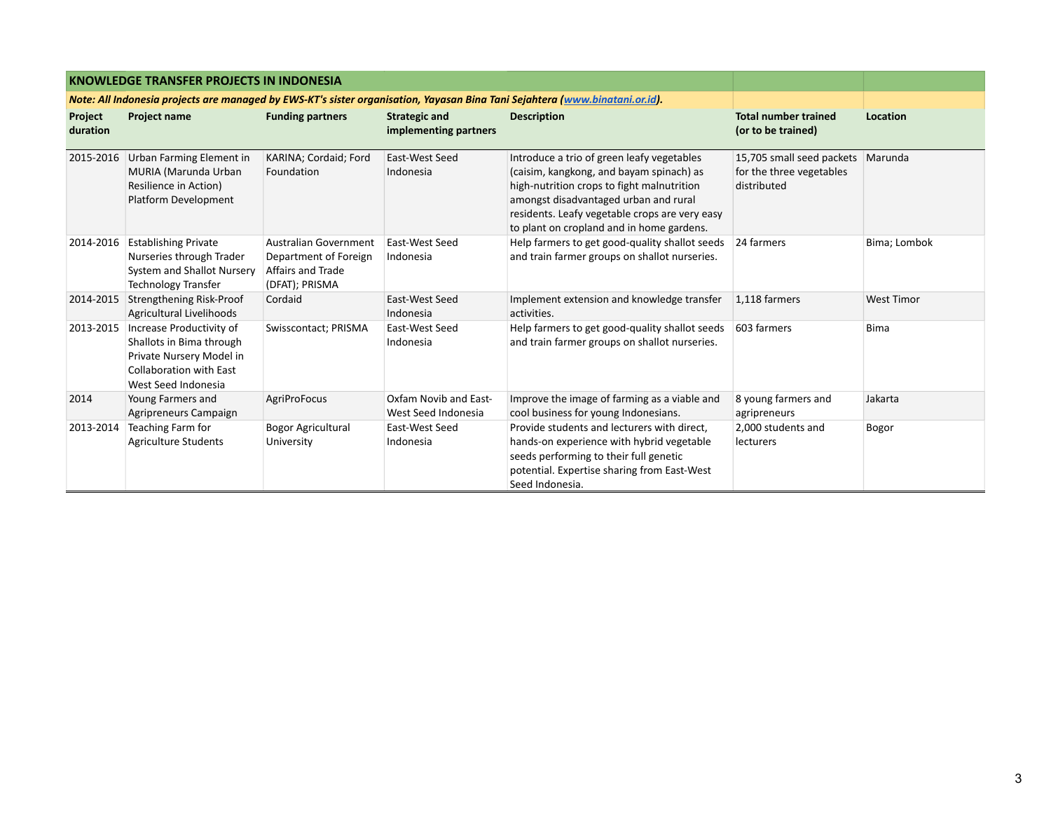| KNOWLEDGE TRANSFER PROJECTS IN INDONESIA | | | | | | |
|---|---|---|---|---|---|---|
| *Note: All Indonesia projects are managed by EWS-KT's sister organisation, Yayasan Bina Tani Sejahtera (www.binatani.or.id).* | | | | | | |
| **Project duration** | **Project name** | **Funding partners** | **Strategic and implementing partners** | **Description** | **Total number trained (or to be trained)** | **Location** |
| 2015-2016 | Urban Farming Element in MURIA (Marunda Urban Resilience in Action) Platform Development | KARINA; Cordaid; Ford Foundation | East-West Seed Indonesia | Introduce a trio of green leafy vegetables (caisim, kangkong, and bayam spinach) as high-nutrition crops to fight malnutrition amongst disadvantaged urban and rural residents. Leafy vegetable crops are very easy to plant on cropland and in home gardens. | 15,705 small seed packets for the three vegetables distributed | Marunda |
| 2014-2016 | Establishing Private Nurseries through Trader System and Shallot Nursery Technology Transfer | Australian Government Department of Foreign Affairs and Trade (DFAT); PRISMA | East-West Seed Indonesia | Help farmers to get good-quality shallot seeds and train farmer groups on shallot nurseries. | 24 farmers | Bima; Lombok |
| 2014-2015 | Strengthening Risk-Proof Agricultural Livelihoods | Cordaid | East-West Seed Indonesia | Implement extension and knowledge transfer activities. | 1,118 farmers | West Timor |
| 2013-2015 | Increase Productivity of Shallots in Bima through Private Nursery Model in Collaboration with East West Seed Indonesia | Swisscontact; PRISMA | East-West Seed Indonesia | Help farmers to get good-quality shallot seeds and train farmer groups on shallot nurseries. | 603 farmers | Bima |
| 2014 | Young Farmers and Agripreneurs Campaign | AgriProFocus | Oxfam Novib and East-West Seed Indonesia | Improve the image of farming as a viable and cool business for young Indonesians. | 8 young farmers and agripreneurs | Jakarta |
| 2013-2014 | Teaching Farm for Agriculture Students | Bogor Agricultural University | East-West Seed Indonesia | Provide students and lecturers with direct, hands-on experience with hybrid vegetable seeds performing to their full genetic potential. Expertise sharing from East-West Seed Indonesia. | 2,000 students and lecturers | Bogor |